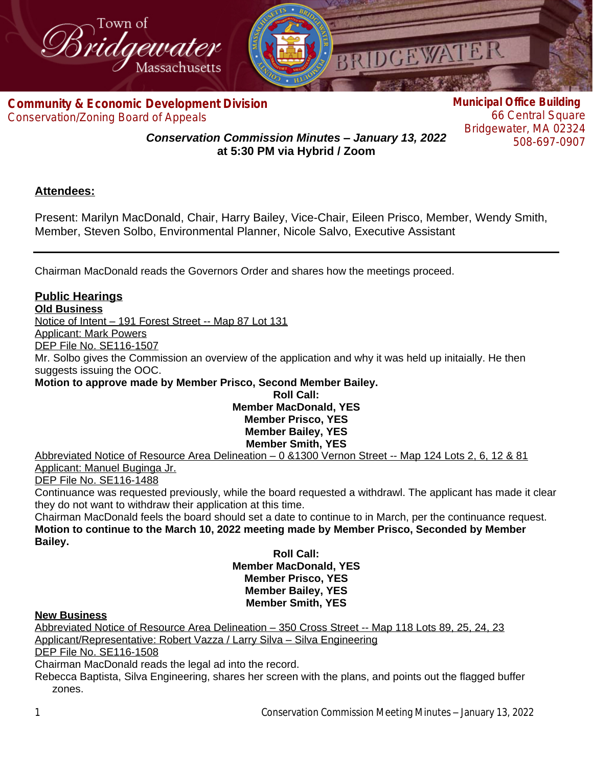Town of Bridgewater Massachusetts

**Community & Economic Development Division**
Conservation/Zoning Board of Appeals

**Municipal Office Building**
66 Central Square
Bridgewater, MA 02324
508-697-0907

***Conservation Commission Minutes – January 13, 2022***
**at 5:30 PM via Hybrid / Zoom**

## Attendees:

Present: Marilyn MacDonald, Chair, Harry Bailey, Vice-Chair, Eileen Prisco, Member, Wendy Smith, Member, Steven Solbo, Environmental Planner, Nicole Salvo, Executive Assistant

---

Chairman MacDonald reads the Governors Order and shares how the meetings proceed.

## Public Hearings

### Old Business

Notice of Intent – 191 Forest Street -- Map 87 Lot 131
Applicant: Mark Powers
DEP File No. SE116-1507

Mr. Solbo gives the Commission an overview of the application and why it was held up initaially. He then suggests issuing the OOC.

**Motion to approve made by Member Prisco, Second Member Bailey.**

**Roll Call:**
**Member MacDonald, YES**
**Member Prisco, YES**
**Member Bailey, YES**
**Member Smith, YES**

Abbreviated Notice of Resource Area Delineation – 0 &1300 Vernon Street -- Map 124 Lots 2, 6, 12 & 81
Applicant: Manuel Buginga Jr.
DEP File No. SE116-1488

Continuance was requested previously, while the board requested a withdrawl. The applicant has made it clear they do not want to withdraw their application at this time.

Chairman MacDonald feels the board should set a date to continue to in March, per the continuance request.

**Motion to continue to the March 10, 2022 meeting made by Member Prisco, Seconded by Member Bailey.**

**Roll Call:**
**Member MacDonald, YES**
**Member Prisco, YES**
**Member Bailey, YES**
**Member Smith, YES**

### New Business

Abbreviated Notice of Resource Area Delineation – 350 Cross Street -- Map 118 Lots 89, 25, 24, 23
Applicant/Representative: Robert Vazza / Larry Silva – Silva Engineering
DEP File No. SE116-1508

Chairman MacDonald reads the legal ad into the record.

Rebecca Baptista, Silva Engineering, shares her screen with the plans, and points out the flagged buffer zones.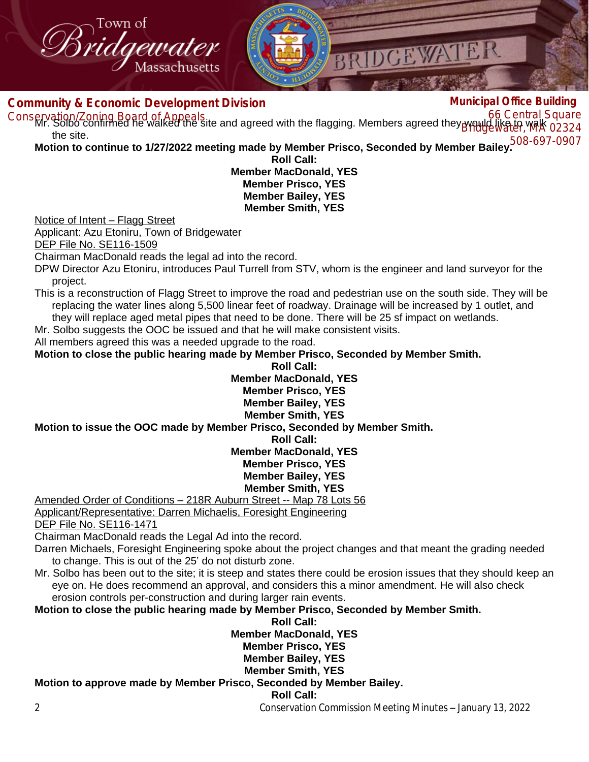Mr. Solbo confirmed he walked the site and agreed with the flagging. Members agreed they would like to walk the site.

**Motion to continue to 1/27/2022 meeting made by Member Prisco, Seconded by Member Bailey.**

**Roll Call:**
**Member MacDonald, YES**
**Member Prisco, YES**
**Member Bailey, YES**
**Member Smith, YES**

Notice of Intent – Flagg Street
Applicant: Azu Etoniru, Town of Bridgewater
DEP File No. SE116-1509

Chairman MacDonald reads the legal ad into the record.

DPW Director Azu Etoniru, introduces Paul Turrell from STV, whom is the engineer and land surveyor for the project.

This is a reconstruction of Flagg Street to improve the road and pedestrian use on the south side. They will be replacing the water lines along 5,500 linear feet of roadway. Drainage will be increased by 1 outlet, and they will replace aged metal pipes that need to be done. There will be 25 sf impact on wetlands.

Mr. Solbo suggests the OOC be issued and that he will make consistent visits.

All members agreed this was a needed upgrade to the road.

**Motion to close the public hearing made by Member Prisco, Seconded by Member Smith.**

**Roll Call:**
**Member MacDonald, YES**
**Member Prisco, YES**
**Member Bailey, YES**
**Member Smith, YES**

**Motion to issue the OOC made by Member Prisco, Seconded by Member Smith.**

**Roll Call:**
**Member MacDonald, YES**
**Member Prisco, YES**
**Member Bailey, YES**
**Member Smith, YES**

Amended Order of Conditions – 218R Auburn Street -- Map 78 Lots 56
Applicant/Representative: Darren Michaelis, Foresight Engineering
DEP File No. SE116-1471

Chairman MacDonald reads the Legal Ad into the record.

Darren Michaels, Foresight Engineering spoke about the project changes and that meant the grading needed to change. This is out of the 25' do not disturb zone.

Mr. Solbo has been out to the site; it is steep and states there could be erosion issues that they should keep an eye on. He does recommend an approval, and considers this a minor amendment. He will also check erosion controls per-construction and during larger rain events.

**Motion to close the public hearing made by Member Prisco, Seconded by Member Smith.**

**Roll Call:**
**Member MacDonald, YES**
**Member Prisco, YES**
**Member Bailey, YES**
**Member Smith, YES**

**Motion to approve made by Member Prisco, Seconded by Member Bailey.**

**Roll Call:**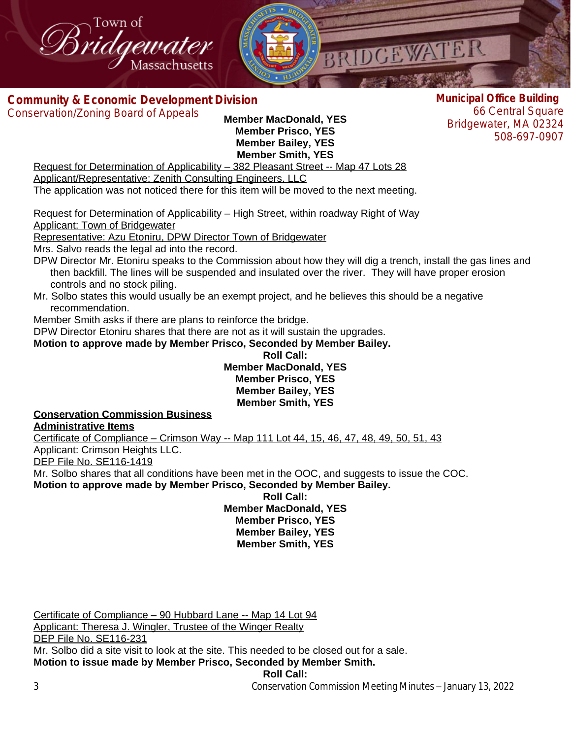**Member MacDonald, YES**
**Member Prisco, YES**
**Member Bailey, YES**
**Member Smith, YES**

Request for Determination of Applicability – 382 Pleasant Street -- Map 47 Lots 28
Applicant/Representative: Zenith Consulting Engineers, LLC
The application was not noticed there for this item will be moved to the next meeting.

Request for Determination of Applicability – High Street, within roadway Right of Way
Applicant: Town of Bridgewater
Representative: Azu Etoniru, DPW Director Town of Bridgewater
Mrs. Salvo reads the legal ad into the record.
DPW Director Mr. Etoniru speaks to the Commission about how they will dig a trench, install the gas lines and then backfill. The lines will be suspended and insulated over the river. They will have proper erosion controls and no stock piling.
Mr. Solbo states this would usually be an exempt project, and he believes this should be a negative recommendation.
Member Smith asks if there are plans to reinforce the bridge.
DPW Director Etoniru shares that there are not as it will sustain the upgrades.
**Motion to approve made by Member Prisco, Seconded by Member Bailey.**

**Roll Call:**
**Member MacDonald, YES**
**Member Prisco, YES**
**Member Bailey, YES**
**Member Smith, YES**

**Conservation Commission Business**
**Administrative Items**

Certificate of Compliance – Crimson Way -- Map 111 Lot 44, 15, 46, 47, 48, 49, 50, 51, 43
Applicant: Crimson Heights LLC.
DEP File No. SE116-1419
Mr. Solbo shares that all conditions have been met in the OOC, and suggests to issue the COC.
**Motion to approve made by Member Prisco, Seconded by Member Bailey.**

**Roll Call:**
**Member MacDonald, YES**
**Member Prisco, YES**
**Member Bailey, YES**
**Member Smith, YES**

Certificate of Compliance – 90 Hubbard Lane -- Map 14 Lot 94
Applicant: Theresa J. Wingler, Trustee of the Winger Realty
DEP File No. SE116-231
Mr. Solbo did a site visit to look at the site. This needed to be closed out for a sale.
**Motion to issue made by Member Prisco, Seconded by Member Smith.**

**Roll Call:**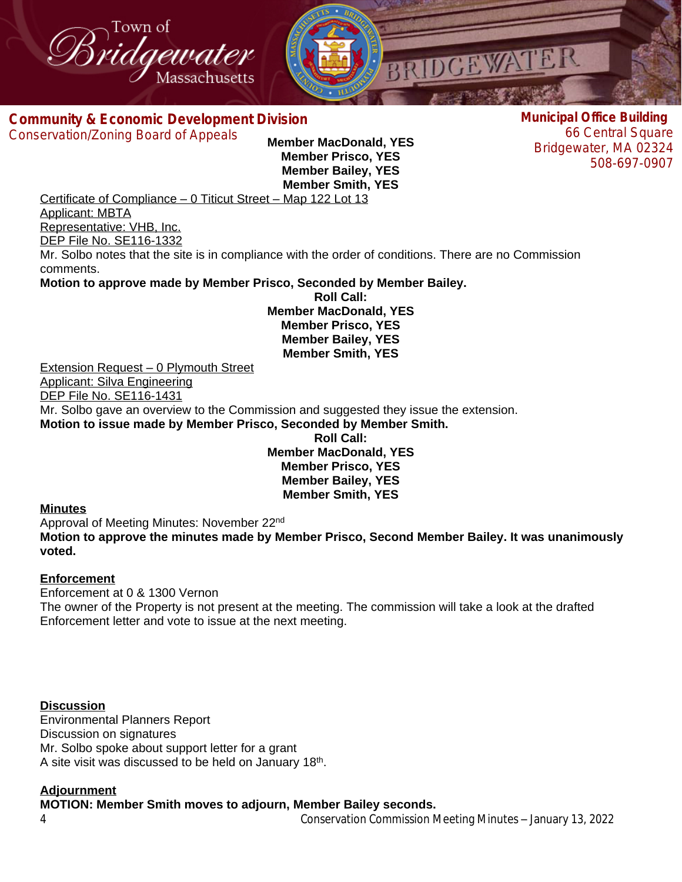**Member MacDonald, YES**
**Member Prisco, YES**
**Member Bailey, YES**
**Member Smith, YES**

Certificate of Compliance – 0 Titicut Street – Map 122 Lot 13
Applicant: MBTA
Representative: VHB, Inc.
DEP File No. SE116-1332
Mr. Solbo notes that the site is in compliance with the order of conditions. There are no Commission comments.
**Motion to approve made by Member Prisco, Seconded by Member Bailey.**

**Roll Call:**
**Member MacDonald, YES**
**Member Prisco, YES**
**Member Bailey, YES**
**Member Smith, YES**

Extension Request – 0 Plymouth Street
Applicant: Silva Engineering
DEP File No. SE116-1431
Mr. Solbo gave an overview to the Commission and suggested they issue the extension.
**Motion to issue made by Member Prisco, Seconded by Member Smith.**

**Roll Call:**
**Member MacDonald, YES**
**Member Prisco, YES**
**Member Bailey, YES**
**Member Smith, YES**

## Minutes

Approval of Meeting Minutes: November 22nd
**Motion to approve the minutes made by Member Prisco, Second Member Bailey. It was unanimously voted.**

## Enforcement

Enforcement at 0 & 1300 Vernon
The owner of the Property is not present at the meeting. The commission will take a look at the drafted Enforcement letter and vote to issue at the next meeting.

## Discussion

Environmental Planners Report
Discussion on signatures
Mr. Solbo spoke about support letter for a grant
A site visit was discussed to be held on January 18th.

## Adjournment

**MOTION: Member Smith moves to adjourn, Member Bailey seconds.**